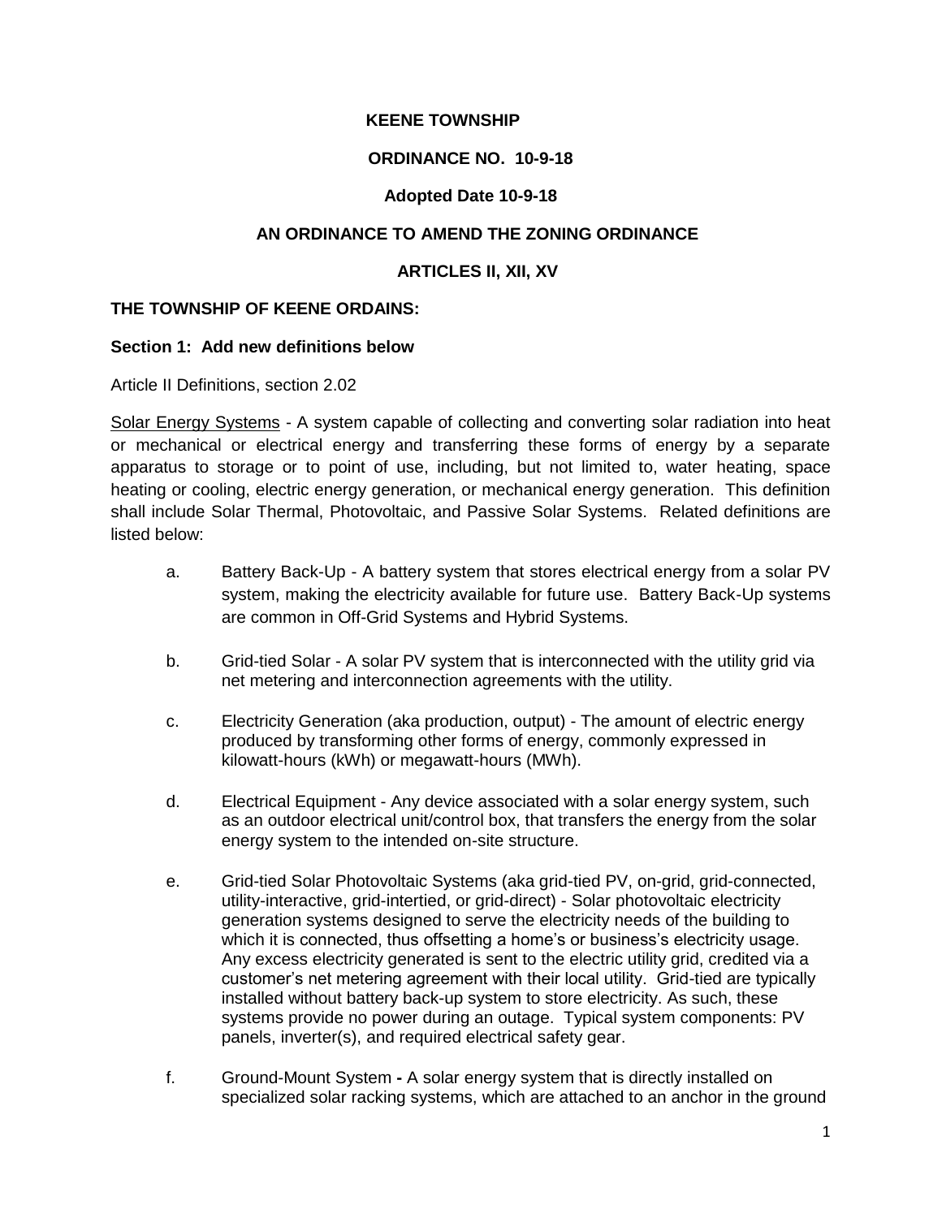**KEENE TOWNSHIP**

**ORDINANCE NO. 10-9-18**

**Adopted Date 10-9-18**

**AN ORDINANCE TO AMEND THE ZONING ORDINANCE**

**ARTICLES II, XII, XV**

**THE TOWNSHIP OF KEENE ORDAINS:**

**Section 1: Add new definitions below**

Article II Definitions, section 2.02

Solar Energy Systems - A system capable of collecting and converting solar radiation into heat or mechanical or electrical energy and transferring these forms of energy by a separate apparatus to storage or to point of use, including, but not limited to, water heating, space heating or cooling, electric energy generation, or mechanical energy generation. This definition shall include Solar Thermal, Photovoltaic, and Passive Solar Systems. Related definitions are listed below:

a. Battery Back-Up - A battery system that stores electrical energy from a solar PV system, making the electricity available for future use. Battery Back-Up systems are common in Off-Grid Systems and Hybrid Systems.

b. Grid-tied Solar - A solar PV system that is interconnected with the utility grid via net metering and interconnection agreements with the utility.

c. Electricity Generation (aka production, output) - The amount of electric energy produced by transforming other forms of energy, commonly expressed in kilowatt-hours (kWh) or megawatt-hours (MWh).

d. Electrical Equipment - Any device associated with a solar energy system, such as an outdoor electrical unit/control box, that transfers the energy from the solar energy system to the intended on-site structure.

e. Grid-tied Solar Photovoltaic Systems (aka grid-tied PV, on-grid, grid-connected, utility-interactive, grid-intertied, or grid-direct) - Solar photovoltaic electricity generation systems designed to serve the electricity needs of the building to which it is connected, thus offsetting a home's or business's electricity usage. Any excess electricity generated is sent to the electric utility grid, credited via a customer's net metering agreement with their local utility. Grid-tied are typically installed without battery back-up system to store electricity. As such, these systems provide no power during an outage. Typical system components: PV panels, inverter(s), and required electrical safety gear.

f. Ground-Mount System **-** A solar energy system that is directly installed on specialized solar racking systems, which are attached to an anchor in the ground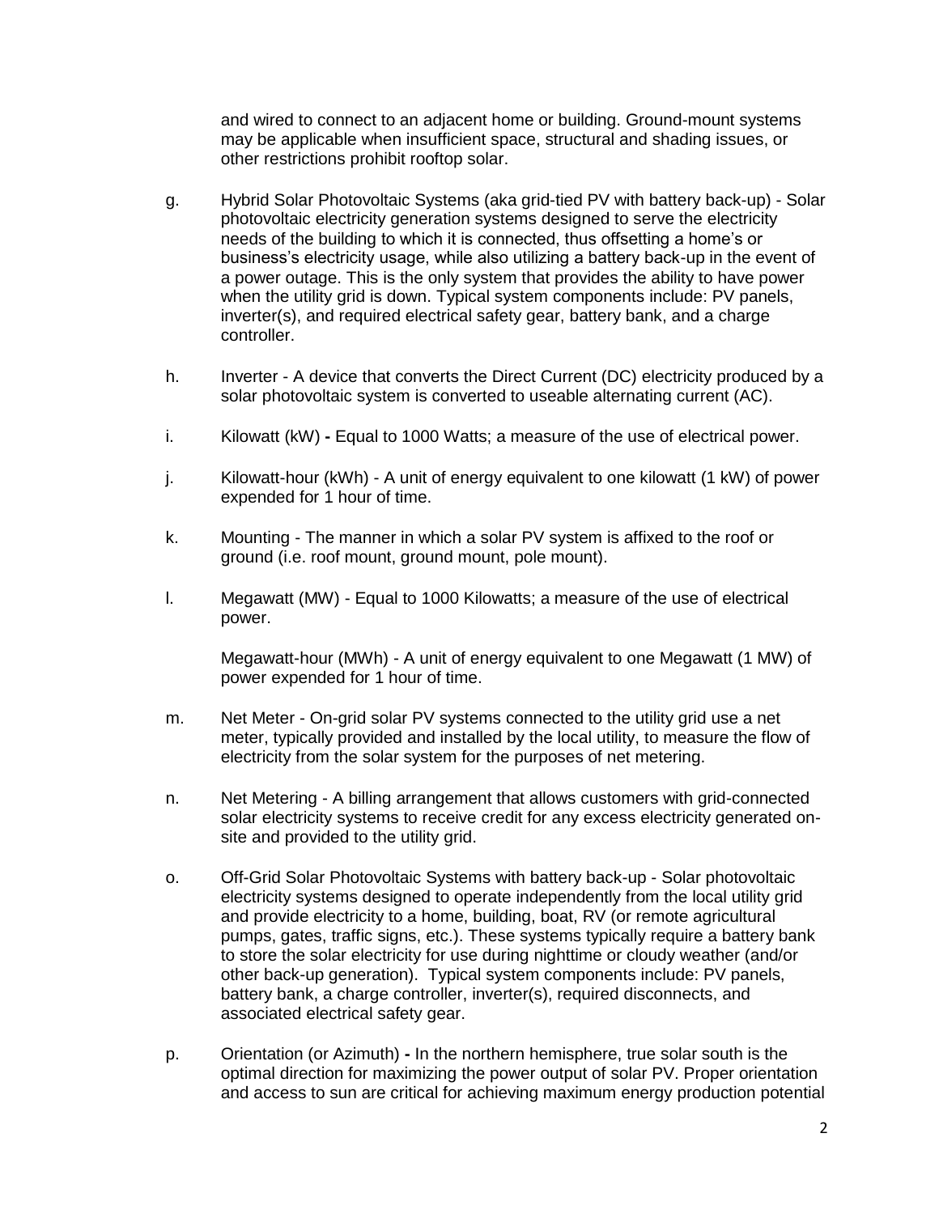and wired to connect to an adjacent home or building. Ground-mount systems may be applicable when insufficient space, structural and shading issues, or other restrictions prohibit rooftop solar.

g. Hybrid Solar Photovoltaic Systems (aka grid-tied PV with battery back-up) - Solar photovoltaic electricity generation systems designed to serve the electricity needs of the building to which it is connected, thus offsetting a home's or business's electricity usage, while also utilizing a battery back-up in the event of a power outage. This is the only system that provides the ability to have power when the utility grid is down. Typical system components include: PV panels, inverter(s), and required electrical safety gear, battery bank, and a charge controller.

h. Inverter - A device that converts the Direct Current (DC) electricity produced by a solar photovoltaic system is converted to useable alternating current (AC).

i. Kilowatt (kW) **-** Equal to 1000 Watts; a measure of the use of electrical power.

j. Kilowatt-hour (kWh) - A unit of energy equivalent to one kilowatt (1 kW) of power expended for 1 hour of time.

k. Mounting - The manner in which a solar PV system is affixed to the roof or ground (i.e. roof mount, ground mount, pole mount).

l. Megawatt (MW) - Equal to 1000 Kilowatts; a measure of the use of electrical power.

Megawatt-hour (MWh) - A unit of energy equivalent to one Megawatt (1 MW) of power expended for 1 hour of time.

m. Net Meter - On-grid solar PV systems connected to the utility grid use a net meter, typically provided and installed by the local utility, to measure the flow of electricity from the solar system for the purposes of net metering.

n. Net Metering - A billing arrangement that allows customers with grid-connected solar electricity systems to receive credit for any excess electricity generated on-site and provided to the utility grid.

o. Off-Grid Solar Photovoltaic Systems with battery back-up - Solar photovoltaic electricity systems designed to operate independently from the local utility grid and provide electricity to a home, building, boat, RV (or remote agricultural pumps, gates, traffic signs, etc.). These systems typically require a battery bank to store the solar electricity for use during nighttime or cloudy weather (and/or other back-up generation). Typical system components include: PV panels, battery bank, a charge controller, inverter(s), required disconnects, and associated electrical safety gear.

p. Orientation (or Azimuth) **-** In the northern hemisphere, true solar south is the optimal direction for maximizing the power output of solar PV. Proper orientation and access to sun are critical for achieving maximum energy production potential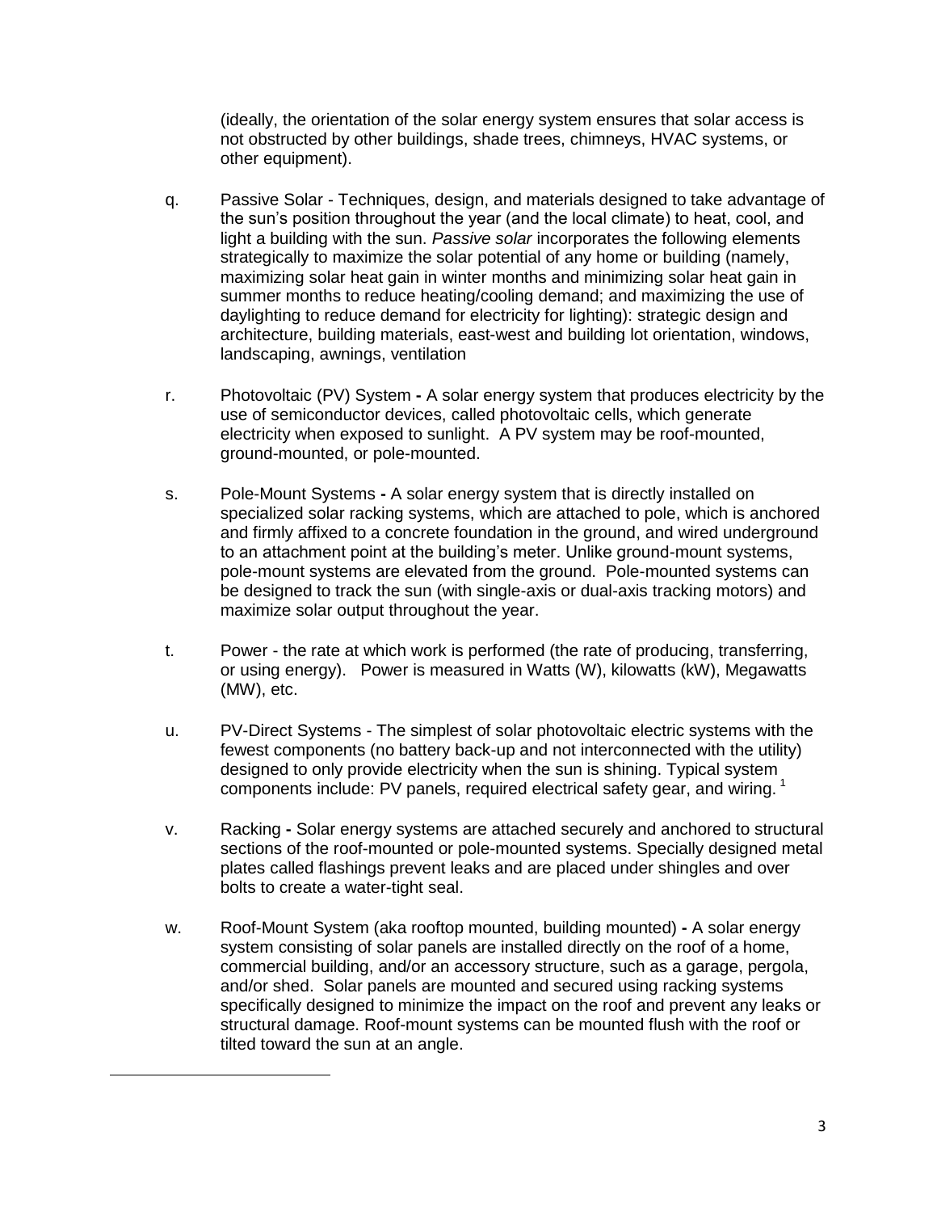(ideally, the orientation of the solar energy system ensures that solar access is not obstructed by other buildings, shade trees, chimneys, HVAC systems, or other equipment).

q. Passive Solar - Techniques, design, and materials designed to take advantage of the sun's position throughout the year (and the local climate) to heat, cool, and light a building with the sun. *Passive solar* incorporates the following elements strategically to maximize the solar potential of any home or building (namely, maximizing solar heat gain in winter months and minimizing solar heat gain in summer months to reduce heating/cooling demand; and maximizing the use of daylighting to reduce demand for electricity for lighting): strategic design and architecture, building materials, east-west and building lot orientation, windows, landscaping, awnings, ventilation

r. Photovoltaic (PV) System **-** A solar energy system that produces electricity by the use of semiconductor devices, called photovoltaic cells, which generate electricity when exposed to sunlight. A PV system may be roof-mounted, ground-mounted, or pole-mounted.

s. Pole-Mount Systems **-** A solar energy system that is directly installed on specialized solar racking systems, which are attached to pole, which is anchored and firmly affixed to a concrete foundation in the ground, and wired underground to an attachment point at the building's meter. Unlike ground-mount systems, pole-mount systems are elevated from the ground. Pole-mounted systems can be designed to track the sun (with single-axis or dual-axis tracking motors) and maximize solar output throughout the year.

t. Power - the rate at which work is performed (the rate of producing, transferring, or using energy). Power is measured in Watts (W), kilowatts (kW), Megawatts (MW), etc.

u. PV-Direct Systems - The simplest of solar photovoltaic electric systems with the fewest components (no battery back-up and not interconnected with the utility) designed to only provide electricity when the sun is shining. Typical system components include: PV panels, required electrical safety gear, and wiring. [1]

v. Racking **-** Solar energy systems are attached securely and anchored to structural sections of the roof-mounted or pole-mounted systems. Specially designed metal plates called flashings prevent leaks and are placed under shingles and over bolts to create a water-tight seal.

w. Roof-Mount System (aka rooftop mounted, building mounted) **-** A solar energy system consisting of solar panels are installed directly on the roof of a home, commercial building, and/or an accessory structure, such as a garage, pergola, and/or shed. Solar panels are mounted and secured using racking systems specifically designed to minimize the impact on the roof and prevent any leaks or structural damage. Roof-mount systems can be mounted flush with the roof or tilted toward the sun at an angle.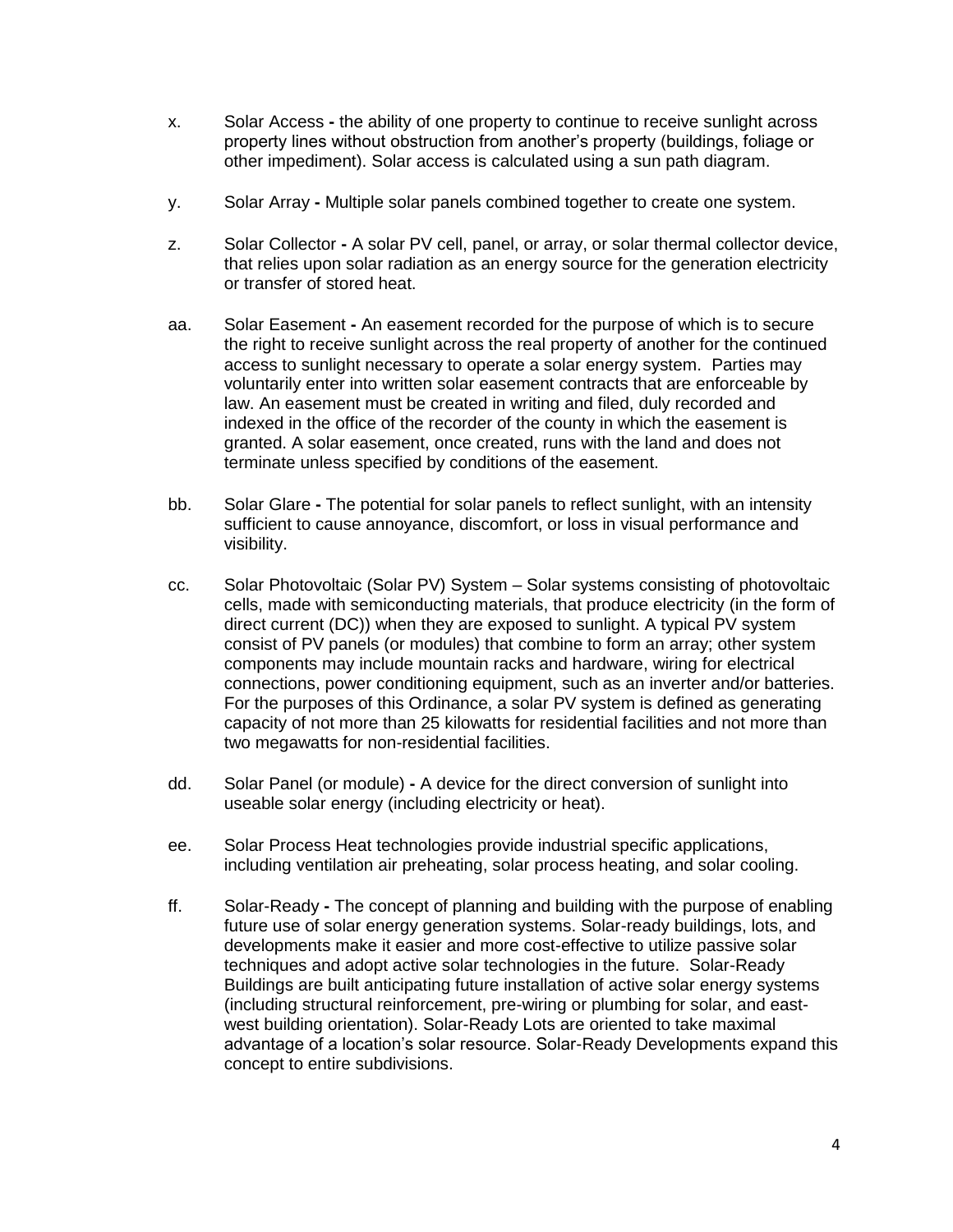x. Solar Access - the ability of one property to continue to receive sunlight across property lines without obstruction from another's property (buildings, foliage or other impediment). Solar access is calculated using a sun path diagram.

y. Solar Array - Multiple solar panels combined together to create one system.

z. Solar Collector - A solar PV cell, panel, or array, or solar thermal collector device, that relies upon solar radiation as an energy source for the generation electricity or transfer of stored heat.

aa. Solar Easement - An easement recorded for the purpose of which is to secure the right to receive sunlight across the real property of another for the continued access to sunlight necessary to operate a solar energy system. Parties may voluntarily enter into written solar easement contracts that are enforceable by law. An easement must be created in writing and filed, duly recorded and indexed in the office of the recorder of the county in which the easement is granted. A solar easement, once created, runs with the land and does not terminate unless specified by conditions of the easement.

bb. Solar Glare - The potential for solar panels to reflect sunlight, with an intensity sufficient to cause annoyance, discomfort, or loss in visual performance and visibility.

cc. Solar Photovoltaic (Solar PV) System – Solar systems consisting of photovoltaic cells, made with semiconducting materials, that produce electricity (in the form of direct current (DC)) when they are exposed to sunlight. A typical PV system consist of PV panels (or modules) that combine to form an array; other system components may include mountain racks and hardware, wiring for electrical connections, power conditioning equipment, such as an inverter and/or batteries. For the purposes of this Ordinance, a solar PV system is defined as generating capacity of not more than 25 kilowatts for residential facilities and not more than two megawatts for non-residential facilities.

dd. Solar Panel (or module) - A device for the direct conversion of sunlight into useable solar energy (including electricity or heat).

ee. Solar Process Heat technologies provide industrial specific applications, including ventilation air preheating, solar process heating, and solar cooling.

ff. Solar-Ready - The concept of planning and building with the purpose of enabling future use of solar energy generation systems. Solar-ready buildings, lots, and developments make it easier and more cost-effective to utilize passive solar techniques and adopt active solar technologies in the future. Solar-Ready Buildings are built anticipating future installation of active solar energy systems (including structural reinforcement, pre-wiring or plumbing for solar, and east-west building orientation). Solar-Ready Lots are oriented to take maximal advantage of a location's solar resource. Solar-Ready Developments expand this concept to entire subdivisions.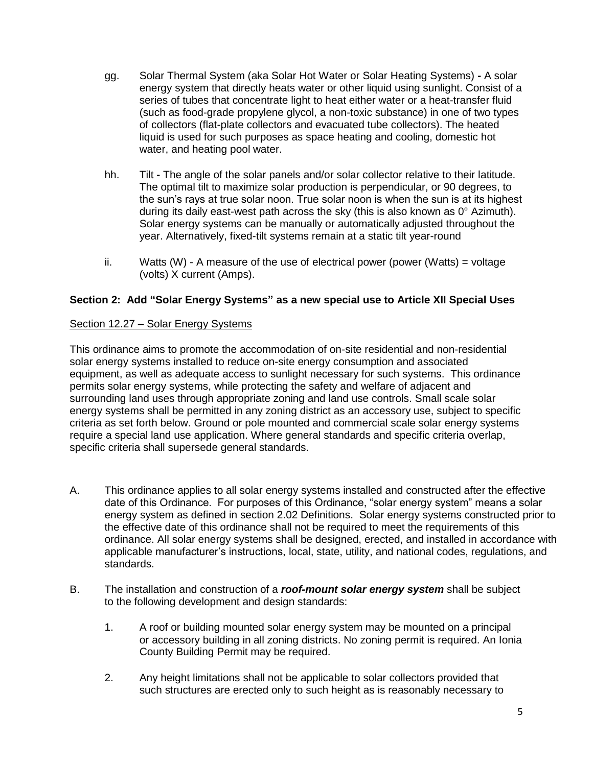gg. Solar Thermal System (aka Solar Hot Water or Solar Heating Systems) **-** A solar energy system that directly heats water or other liquid using sunlight. Consist of a series of tubes that concentrate light to heat either water or a heat-transfer fluid (such as food-grade propylene glycol, a non-toxic substance) in one of two types of collectors (flat-plate collectors and evacuated tube collectors). The heated liquid is used for such purposes as space heating and cooling, domestic hot water, and heating pool water.

hh. Tilt **-** The angle of the solar panels and/or solar collector relative to their latitude. The optimal tilt to maximize solar production is perpendicular, or 90 degrees, to the sun's rays at true solar noon. True solar noon is when the sun is at its highest during its daily east-west path across the sky (this is also known as 0° Azimuth). Solar energy systems can be manually or automatically adjusted throughout the year. Alternatively, fixed-tilt systems remain at a static tilt year-round

ii. Watts (W) - A measure of the use of electrical power (power (Watts) = voltage (volts) X current (Amps).

**Section 2: Add "Solar Energy Systems" as a new special use to Article XII Special Uses**

Section 12.27 – Solar Energy Systems

This ordinance aims to promote the accommodation of on-site residential and non-residential solar energy systems installed to reduce on-site energy consumption and associated equipment, as well as adequate access to sunlight necessary for such systems. This ordinance permits solar energy systems, while protecting the safety and welfare of adjacent and surrounding land uses through appropriate zoning and land use controls. Small scale solar energy systems shall be permitted in any zoning district as an accessory use, subject to specific criteria as set forth below. Ground or pole mounted and commercial scale solar energy systems require a special land use application. Where general standards and specific criteria overlap, specific criteria shall supersede general standards.

A. This ordinance applies to all solar energy systems installed and constructed after the effective date of this Ordinance. For purposes of this Ordinance, "solar energy system" means a solar energy system as defined in section 2.02 Definitions. Solar energy systems constructed prior to the effective date of this ordinance shall not be required to meet the requirements of this ordinance. All solar energy systems shall be designed, erected, and installed in accordance with applicable manufacturer's instructions, local, state, utility, and national codes, regulations, and standards.

B. The installation and construction of a ***roof-mount solar energy system*** shall be subject to the following development and design standards:

   1. A roof or building mounted solar energy system may be mounted on a principal or accessory building in all zoning districts. No zoning permit is required. An Ionia County Building Permit may be required.

   2. Any height limitations shall not be applicable to solar collectors provided that such structures are erected only to such height as is reasonably necessary to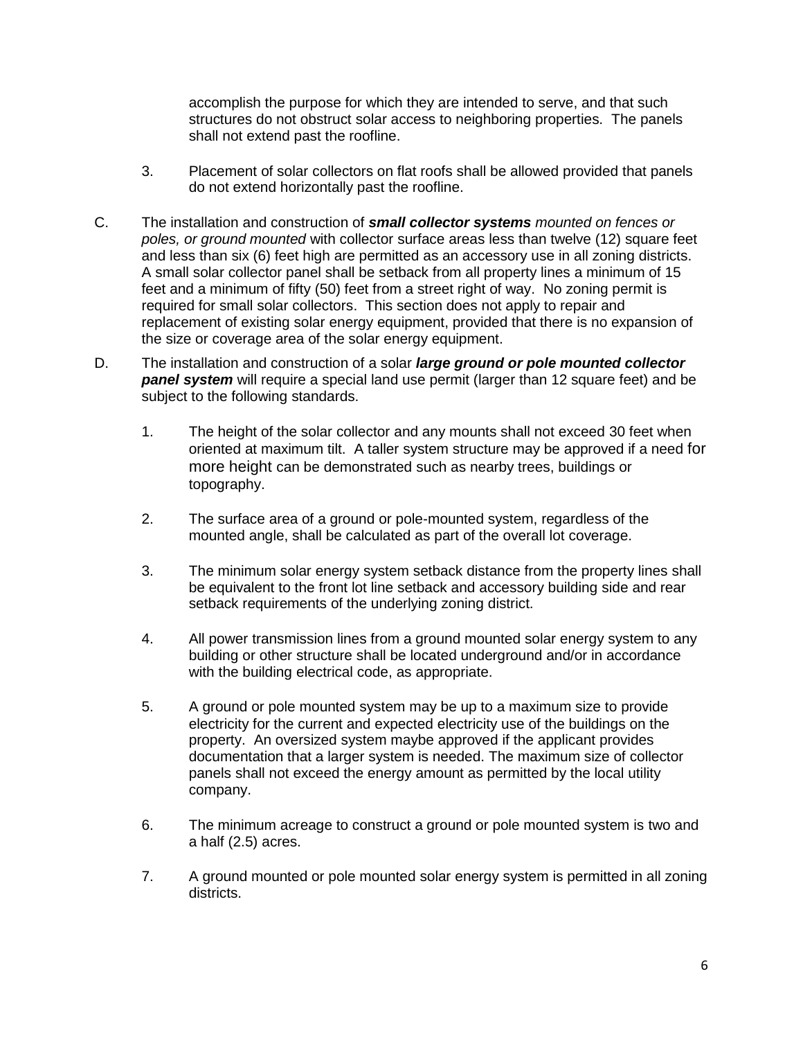accomplish the purpose for which they are intended to serve, and that such structures do not obstruct solar access to neighboring properties. The panels shall not extend past the roofline.

3. Placement of solar collectors on flat roofs shall be allowed provided that panels do not extend horizontally past the roofline.

C. The installation and construction of ***small collector systems*** *mounted on fences or poles, or ground mounted* with collector surface areas less than twelve (12) square feet and less than six (6) feet high are permitted as an accessory use in all zoning districts. A small solar collector panel shall be setback from all property lines a minimum of 15 feet and a minimum of fifty (50) feet from a street right of way. No zoning permit is required for small solar collectors. This section does not apply to repair and replacement of existing solar energy equipment, provided that there is no expansion of the size or coverage area of the solar energy equipment.

D. The installation and construction of a solar ***large ground or pole mounted collector panel system*** will require a special land use permit (larger than 12 square feet) and be subject to the following standards.

1. The height of the solar collector and any mounts shall not exceed 30 feet when oriented at maximum tilt. A taller system structure may be approved if a need for more height can be demonstrated such as nearby trees, buildings or topography.

2. The surface area of a ground or pole-mounted system, regardless of the mounted angle, shall be calculated as part of the overall lot coverage.

3. The minimum solar energy system setback distance from the property lines shall be equivalent to the front lot line setback and accessory building side and rear setback requirements of the underlying zoning district.

4. All power transmission lines from a ground mounted solar energy system to any building or other structure shall be located underground and/or in accordance with the building electrical code, as appropriate.

5. A ground or pole mounted system may be up to a maximum size to provide electricity for the current and expected electricity use of the buildings on the property. An oversized system maybe approved if the applicant provides documentation that a larger system is needed. The maximum size of collector panels shall not exceed the energy amount as permitted by the local utility company.

6. The minimum acreage to construct a ground or pole mounted system is two and a half (2.5) acres.

7. A ground mounted or pole mounted solar energy system is permitted in all zoning districts.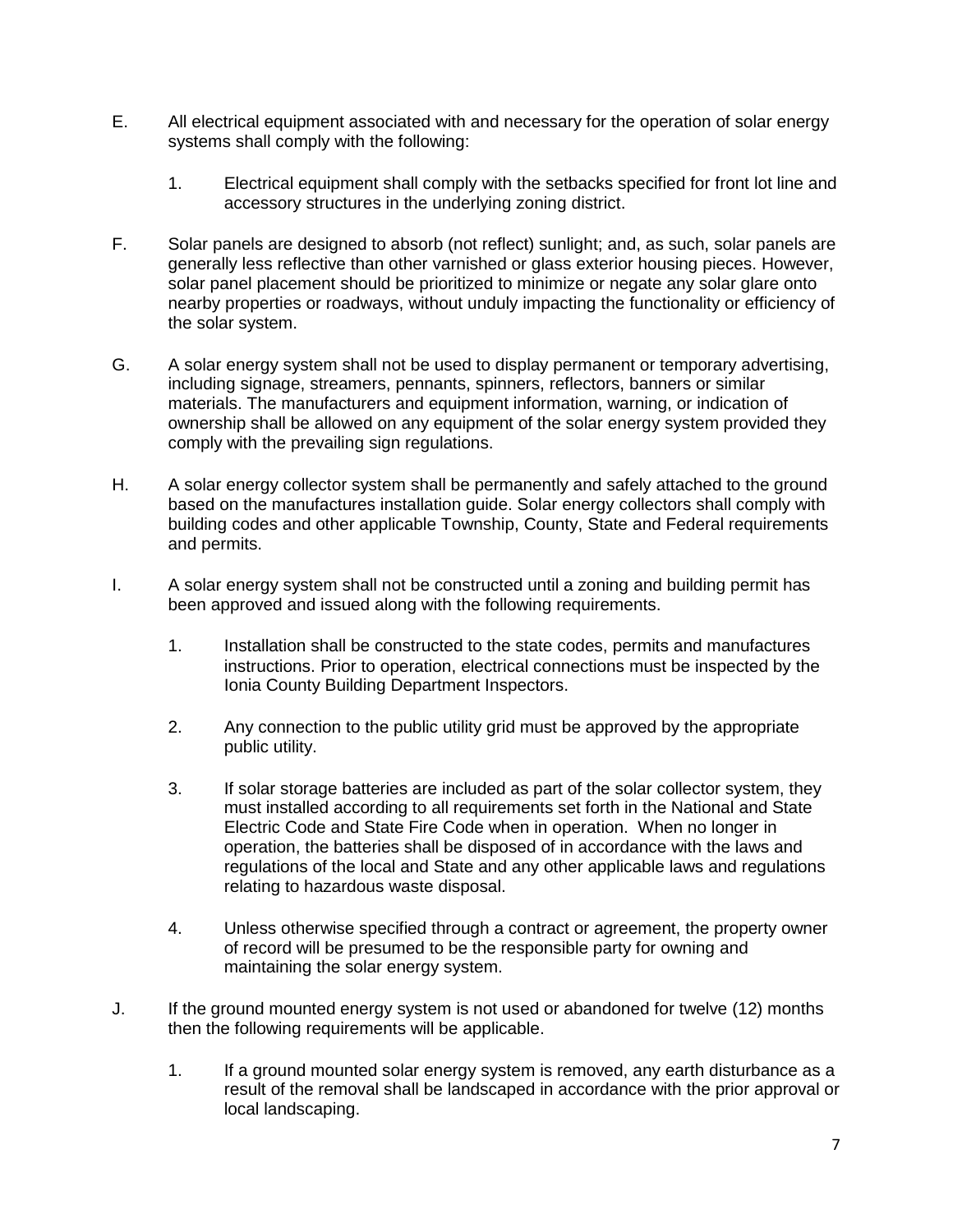E. All electrical equipment associated with and necessary for the operation of solar energy systems shall comply with the following:

  1. Electrical equipment shall comply with the setbacks specified for front lot line and accessory structures in the underlying zoning district.

F. Solar panels are designed to absorb (not reflect) sunlight; and, as such, solar panels are generally less reflective than other varnished or glass exterior housing pieces. However, solar panel placement should be prioritized to minimize or negate any solar glare onto nearby properties or roadways, without unduly impacting the functionality or efficiency of the solar system.

G. A solar energy system shall not be used to display permanent or temporary advertising, including signage, streamers, pennants, spinners, reflectors, banners or similar materials. The manufacturers and equipment information, warning, or indication of ownership shall be allowed on any equipment of the solar energy system provided they comply with the prevailing sign regulations.

H. A solar energy collector system shall be permanently and safely attached to the ground based on the manufactures installation guide. Solar energy collectors shall comply with building codes and other applicable Township, County, State and Federal requirements and permits.

I. A solar energy system shall not be constructed until a zoning and building permit has been approved and issued along with the following requirements.

  1. Installation shall be constructed to the state codes, permits and manufactures instructions. Prior to operation, electrical connections must be inspected by the Ionia County Building Department Inspectors.

  2. Any connection to the public utility grid must be approved by the appropriate public utility.

  3. If solar storage batteries are included as part of the solar collector system, they must installed according to all requirements set forth in the National and State Electric Code and State Fire Code when in operation. When no longer in operation, the batteries shall be disposed of in accordance with the laws and regulations of the local and State and any other applicable laws and regulations relating to hazardous waste disposal.

  4. Unless otherwise specified through a contract or agreement, the property owner of record will be presumed to be the responsible party for owning and maintaining the solar energy system.

J. If the ground mounted energy system is not used or abandoned for twelve (12) months then the following requirements will be applicable.

  1. If a ground mounted solar energy system is removed, any earth disturbance as a result of the removal shall be landscaped in accordance with the prior approval or local landscaping.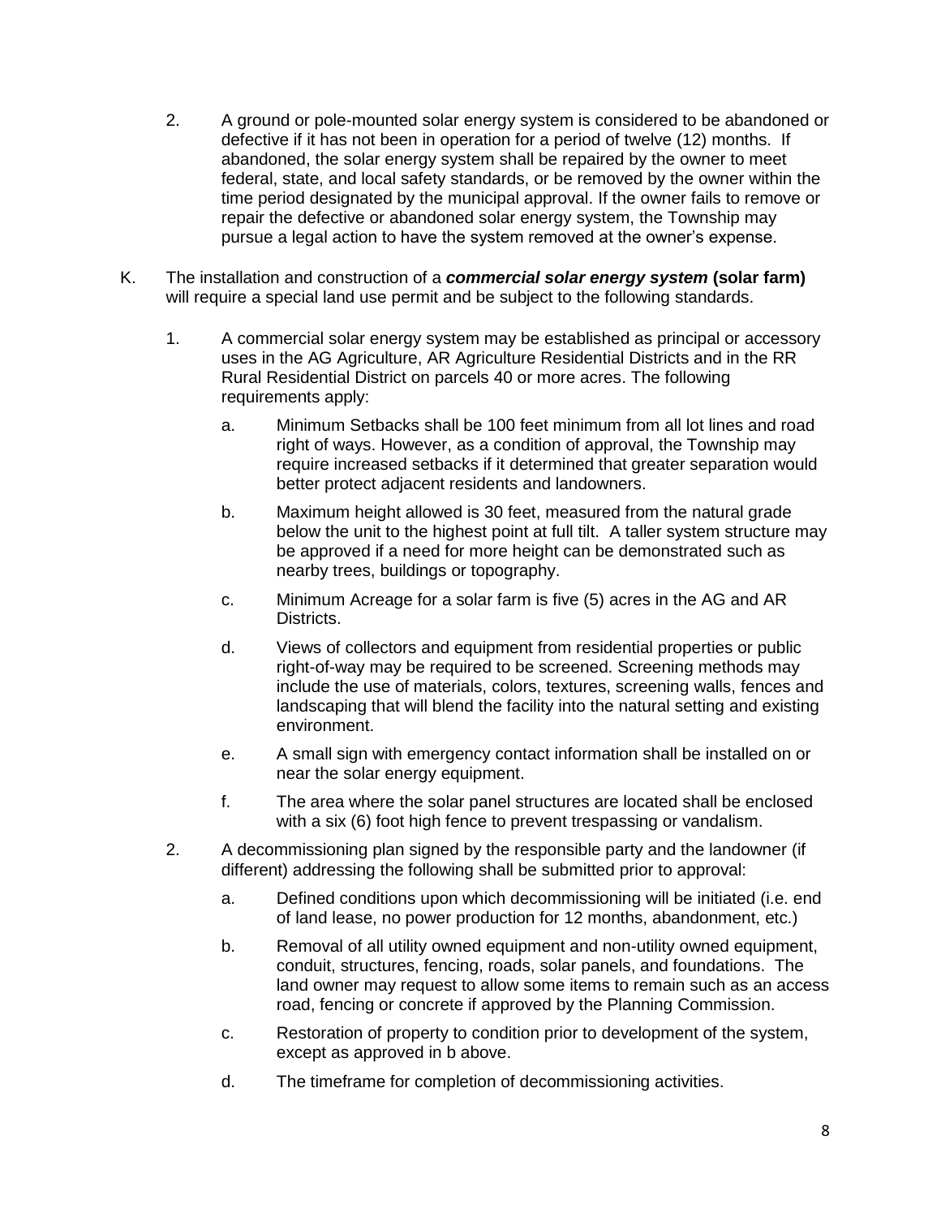2. A ground or pole-mounted solar energy system is considered to be abandoned or defective if it has not been in operation for a period of twelve (12) months. If abandoned, the solar energy system shall be repaired by the owner to meet federal, state, and local safety standards, or be removed by the owner within the time period designated by the municipal approval. If the owner fails to remove or repair the defective or abandoned solar energy system, the Township may pursue a legal action to have the system removed at the owner's expense.

K. The installation and construction of a ***commercial solar energy system*** **(solar farm)** will require a special land use permit and be subject to the following standards.

1. A commercial solar energy system may be established as principal or accessory uses in the AG Agriculture, AR Agriculture Residential Districts and in the RR Rural Residential District on parcels 40 or more acres. The following requirements apply:

    a. Minimum Setbacks shall be 100 feet minimum from all lot lines and road right of ways. However, as a condition of approval, the Township may require increased setbacks if it determined that greater separation would better protect adjacent residents and landowners.

    b. Maximum height allowed is 30 feet, measured from the natural grade below the unit to the highest point at full tilt. A taller system structure may be approved if a need for more height can be demonstrated such as nearby trees, buildings or topography.

    c. Minimum Acreage for a solar farm is five (5) acres in the AG and AR Districts.

    d. Views of collectors and equipment from residential properties or public right-of-way may be required to be screened. Screening methods may include the use of materials, colors, textures, screening walls, fences and landscaping that will blend the facility into the natural setting and existing environment.

    e. A small sign with emergency contact information shall be installed on or near the solar energy equipment.

    f. The area where the solar panel structures are located shall be enclosed with a six (6) foot high fence to prevent trespassing or vandalism.

2. A decommissioning plan signed by the responsible party and the landowner (if different) addressing the following shall be submitted prior to approval:

    a. Defined conditions upon which decommissioning will be initiated (i.e. end of land lease, no power production for 12 months, abandonment, etc.)

    b. Removal of all utility owned equipment and non-utility owned equipment, conduit, structures, fencing, roads, solar panels, and foundations. The land owner may request to allow some items to remain such as an access road, fencing or concrete if approved by the Planning Commission.

    c. Restoration of property to condition prior to development of the system, except as approved in b above.

    d. The timeframe for completion of decommissioning activities.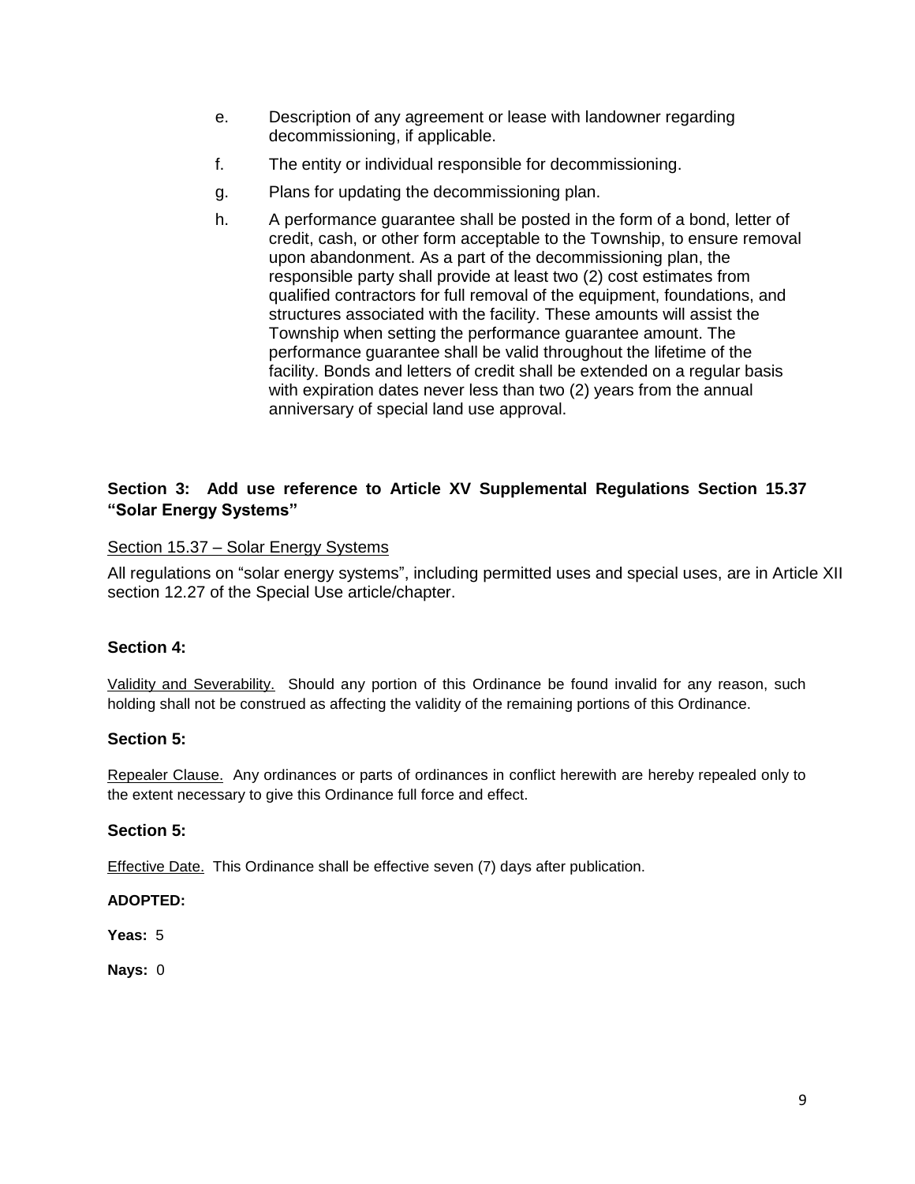e. Description of any agreement or lease with landowner regarding decommissioning, if applicable.

f. The entity or individual responsible for decommissioning.

g. Plans for updating the decommissioning plan.

h. A performance guarantee shall be posted in the form of a bond, letter of credit, cash, or other form acceptable to the Township, to ensure removal upon abandonment. As a part of the decommissioning plan, the responsible party shall provide at least two (2) cost estimates from qualified contractors for full removal of the equipment, foundations, and structures associated with the facility. These amounts will assist the Township when setting the performance guarantee amount. The performance guarantee shall be valid throughout the lifetime of the facility. Bonds and letters of credit shall be extended on a regular basis with expiration dates never less than two (2) years from the annual anniversary of special land use approval.

**Section 3: Add use reference to Article XV Supplemental Regulations Section 15.37 "Solar Energy Systems"**

Section 15.37 – Solar Energy Systems

All regulations on "solar energy systems", including permitted uses and special uses, are in Article XII section 12.27 of the Special Use article/chapter.

**Section 4:**

Validity and Severability. Should any portion of this Ordinance be found invalid for any reason, such holding shall not be construed as affecting the validity of the remaining portions of this Ordinance.

**Section 5:**

Repealer Clause. Any ordinances or parts of ordinances in conflict herewith are hereby repealed only to the extent necessary to give this Ordinance full force and effect.

**Section 5:**

Effective Date. This Ordinance shall be effective seven (7) days after publication.

**ADOPTED:**

**Yeas:** 5

**Nays:** 0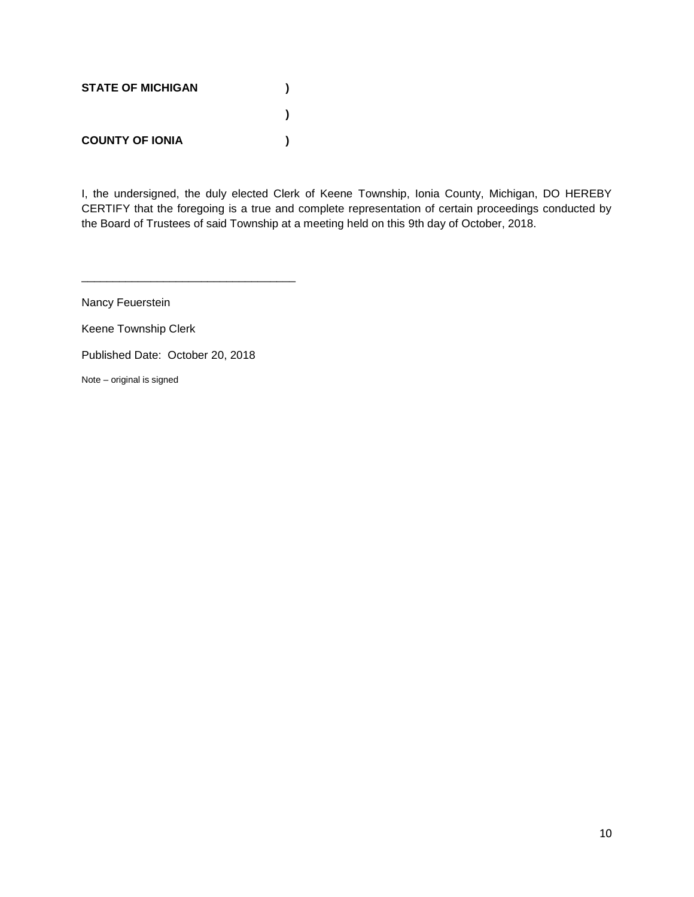**STATE OF MICHIGAN )**

**)**

**COUNTY OF IONIA )**

I, the undersigned, the duly elected Clerk of Keene Township, Ionia County, Michigan, DO HEREBY CERTIFY that the foregoing is a true and complete representation of certain proceedings conducted by the Board of Trustees of said Township at a meeting held on this 9th day of October, 2018.

\_\_\_\_\_\_\_\_\_\_\_\_\_\_\_\_\_\_\_\_\_\_\_\_\_\_\_\_\_\_\_\_\_\_

Nancy Feuerstein

Keene Township Clerk

Published Date: October 20, 2018

Note – original is signed